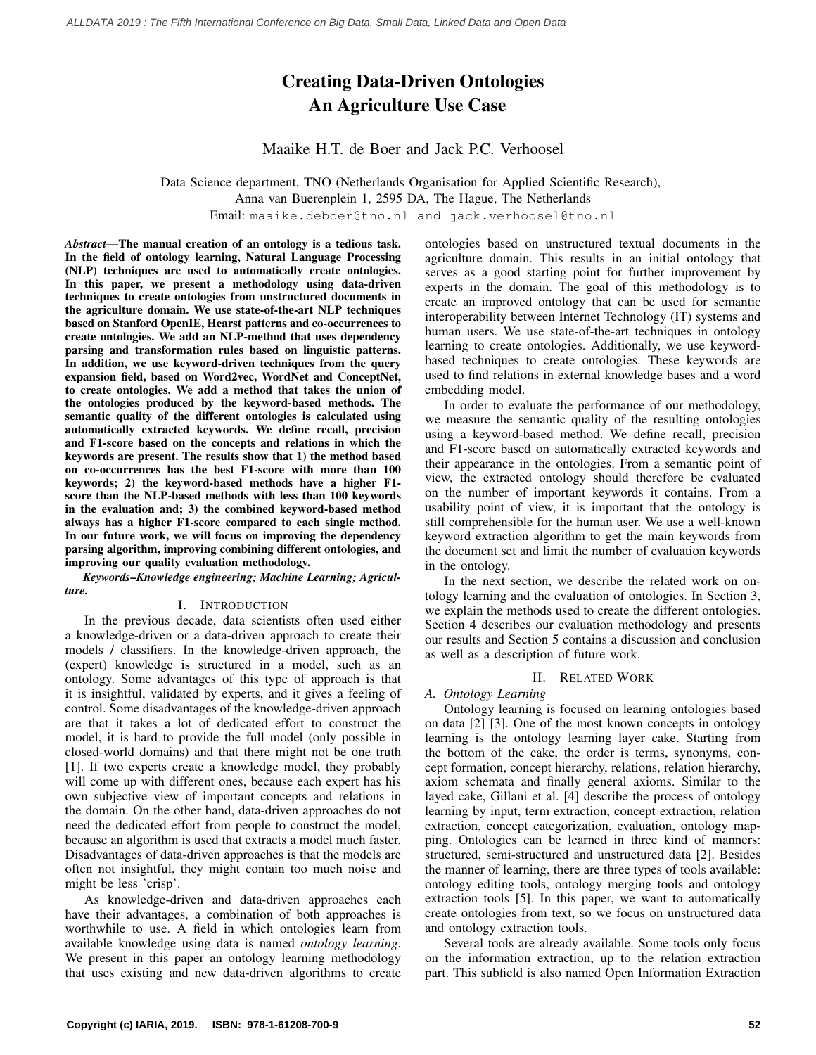# Creating Data-Driven Ontologies
# An Agriculture Use Case

Maaike H.T. de Boer and Jack P.C. Verhoosel

Data Science department, TNO (Netherlands Organisation for Applied Scientific Research),
Anna van Buerenplein 1, 2595 DA, The Hague, The Netherlands
Email: maaike.deboer@tno.nl and jack.verhoosel@tno.nl

***Abstract*—The manual creation of an ontology is a tedious task. In the field of ontology learning, Natural Language Processing (NLP) techniques are used to automatically create ontologies. In this paper, we present a methodology using data-driven techniques to create ontologies from unstructured documents in the agriculture domain. We use state-of-the-art NLP techniques based on Stanford OpenIE, Hearst patterns and co-occurrences to create ontologies. We add an NLP-method that uses dependency parsing and transformation rules based on linguistic patterns. In addition, we use keyword-driven techniques from the query expansion field, based on Word2vec, WordNet and ConceptNet, to create ontologies. We add a method that takes the union of the ontologies produced by the keyword-based methods. The semantic quality of the different ontologies is calculated using automatically extracted keywords. We define recall, precision and F1-score based on the concepts and relations in which the keywords are present. The results show that 1) the method based on co-occurrences has the best F1-score with more than 100 keywords; 2) the keyword-based methods have a higher F1-score than the NLP-based methods with less than 100 keywords in the evaluation and; 3) the combined keyword-based method always has a higher F1-score compared to each single method. In our future work, we will focus on improving the dependency parsing algorithm, improving combining different ontologies, and improving our quality evaluation methodology.**

***Keywords*–Knowledge engineering; Machine Learning; Agriculture.**

## I. Introduction

In the previous decade, data scientists often used either a knowledge-driven or a data-driven approach to create their models / classifiers. In the knowledge-driven approach, the (expert) knowledge is structured in a model, such as an ontology. Some advantages of this type of approach is that it is insightful, validated by experts, and it gives a feeling of control. Some disadvantages of the knowledge-driven approach are that it takes a lot of dedicated effort to construct the model, it is hard to provide the full model (only possible in closed-world domains) and that there might not be one truth [1]. If two experts create a knowledge model, they probably will come up with different ones, because each expert has his own subjective view of important concepts and relations in the domain. On the other hand, data-driven approaches do not need the dedicated effort from people to construct the model, because an algorithm is used that extracts a model much faster. Disadvantages of data-driven approaches is that the models are often not insightful, they might contain too much noise and might be less 'crisp'.

As knowledge-driven and data-driven approaches each have their advantages, a combination of both approaches is worthwhile to use. A field in which ontologies learn from available knowledge using data is named *ontology learning*. We present in this paper an ontology learning methodology that uses existing and new data-driven algorithms to create ontologies based on unstructured textual documents in the agriculture domain. This results in an initial ontology that serves as a good starting point for further improvement by experts in the domain. The goal of this methodology is to create an improved ontology that can be used for semantic interoperability between Internet Technology (IT) systems and human users. We use state-of-the-art techniques in ontology learning to create ontologies. Additionally, we use keyword-based techniques to create ontologies. These keywords are used to find relations in external knowledge bases and a word embedding model.

In order to evaluate the performance of our methodology, we measure the semantic quality of the resulting ontologies using a keyword-based method. We define recall, precision and F1-score based on automatically extracted keywords and their appearance in the ontologies. From a semantic point of view, the extracted ontology should therefore be evaluated on the number of important keywords it contains. From a usability point of view, it is important that the ontology is still comprehensible for the human user. We use a well-known keyword extraction algorithm to get the main keywords from the document set and limit the number of evaluation keywords in the ontology.

In the next section, we describe the related work on ontology learning and the evaluation of ontologies. In Section 3, we explain the methods used to create the different ontologies. Section 4 describes our evaluation methodology and presents our results and Section 5 contains a discussion and conclusion as well as a description of future work.

## II. Related Work

### A. Ontology Learning

Ontology learning is focused on learning ontologies based on data [2] [3]. One of the most known concepts in ontology learning is the ontology learning layer cake. Starting from the bottom of the cake, the order is terms, synonyms, concept formation, concept hierarchy, relations, relation hierarchy, axiom schemata and finally general axioms. Similar to the layed cake, Gillani et al. [4] describe the process of ontology learning by input, term extraction, concept extraction, relation extraction, concept categorization, evaluation, ontology mapping. Ontologies can be learned in three kind of manners: structured, semi-structured and unstructured data [2]. Besides the manner of learning, there are three types of tools available: ontology editing tools, ontology merging tools and ontology extraction tools [5]. In this paper, we want to automatically create ontologies from text, so we focus on unstructured data and ontology extraction tools.

Several tools are already available. Some tools only focus on the information extraction, up to the relation extraction part. This subfield is also named Open Information Extraction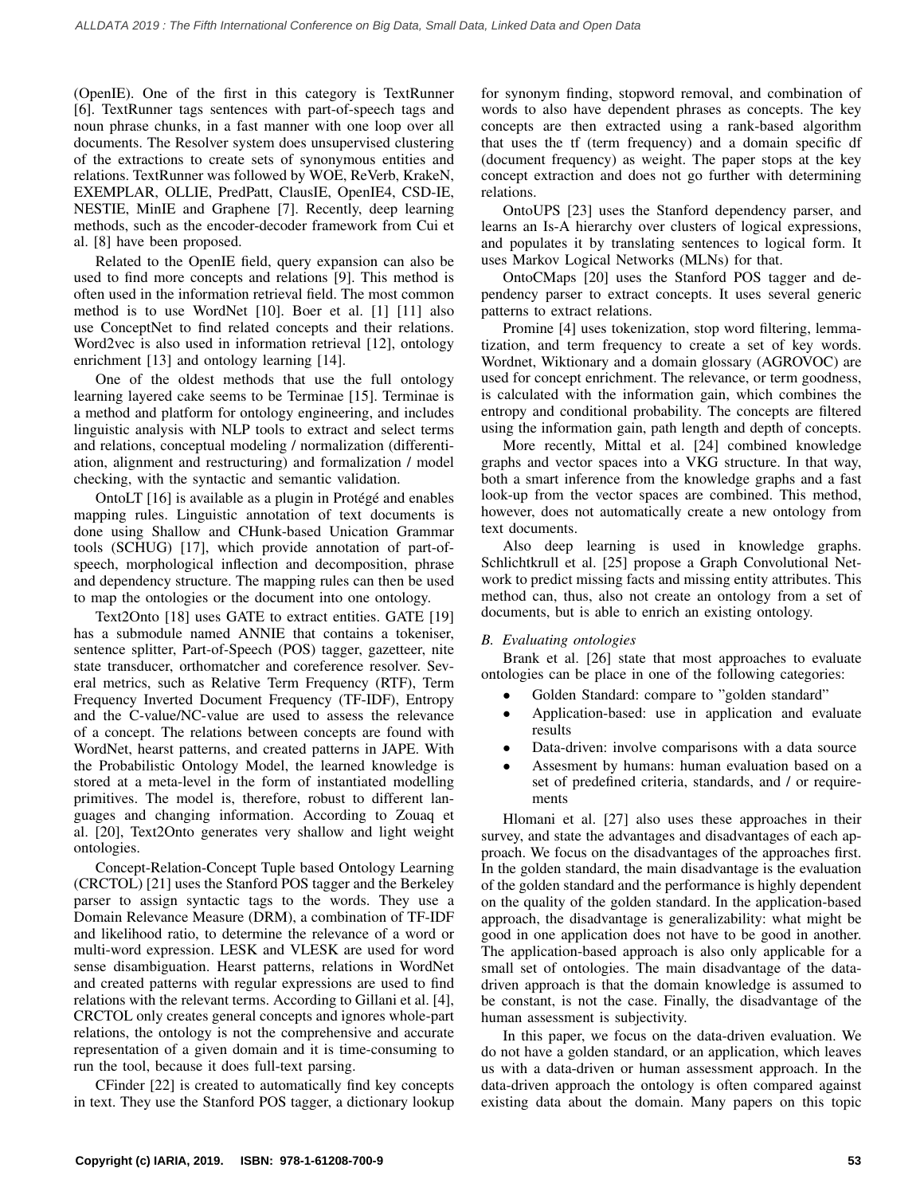(OpenIE). One of the first in this category is TextRunner [6]. TextRunner tags sentences with part-of-speech tags and noun phrase chunks, in a fast manner with one loop over all documents. The Resolver system does unsupervised clustering of the extractions to create sets of synonymous entities and relations. TextRunner was followed by WOE, ReVerb, KrakeN, EXEMPLAR, OLLIE, PredPatt, ClausIE, OpenIE4, CSD-IE, NESTIE, MinIE and Graphene [7]. Recently, deep learning methods, such as the encoder-decoder framework from Cui et al. [8] have been proposed.

Related to the OpenIE field, query expansion can also be used to find more concepts and relations [9]. This method is often used in the information retrieval field. The most common method is to use WordNet [10]. Boer et al. [1] [11] also use ConceptNet to find related concepts and their relations. Word2vec is also used in information retrieval [12], ontology enrichment [13] and ontology learning [14].

One of the oldest methods that use the full ontology learning layered cake seems to be Terminae [15]. Terminae is a method and platform for ontology engineering, and includes linguistic analysis with NLP tools to extract and select terms and relations, conceptual modeling / normalization (differentiation, alignment and restructuring) and formalization / model checking, with the syntactic and semantic validation.

OntoLT [16] is available as a plugin in Protégé and enables mapping rules. Linguistic annotation of text documents is done using Shallow and CHunk-based Unication Grammar tools (SCHUG) [17], which provide annotation of part-of-speech, morphological inflection and decomposition, phrase and dependency structure. The mapping rules can then be used to map the ontologies or the document into one ontology.

Text2Onto [18] uses GATE to extract entities. GATE [19] has a submodule named ANNIE that contains a tokeniser, sentence splitter, Part-of-Speech (POS) tagger, gazetteer, nite state transducer, orthomatcher and coreference resolver. Several metrics, such as Relative Term Frequency (RTF), Term Frequency Inverted Document Frequency (TF-IDF), Entropy and the C-value/NC-value are used to assess the relevance of a concept. The relations between concepts are found with WordNet, hearst patterns, and created patterns in JAPE. With the Probabilistic Ontology Model, the learned knowledge is stored at a meta-level in the form of instantiated modelling primitives. The model is, therefore, robust to different languages and changing information. According to Zouaq et al. [20], Text2Onto generates very shallow and light weight ontologies.

Concept-Relation-Concept Tuple based Ontology Learning (CRCTOL) [21] uses the Stanford POS tagger and the Berkeley parser to assign syntactic tags to the words. They use a Domain Relevance Measure (DRM), a combination of TF-IDF and likelihood ratio, to determine the relevance of a word or multi-word expression. LESK and VLESK are used for word sense disambiguation. Hearst patterns, relations in WordNet and created patterns with regular expressions are used to find relations with the relevant terms. According to Gillani et al. [4], CRCTOL only creates general concepts and ignores whole-part relations, the ontology is not the comprehensive and accurate representation of a given domain and it is time-consuming to run the tool, because it does full-text parsing.

CFinder [22] is created to automatically find key concepts in text. They use the Stanford POS tagger, a dictionary lookup for synonym finding, stopword removal, and combination of words to also have dependent phrases as concepts. The key concepts are then extracted using a rank-based algorithm that uses the tf (term frequency) and a domain specific df (document frequency) as weight. The paper stops at the key concept extraction and does not go further with determining relations.

OntoUPS [23] uses the Stanford dependency parser, and learns an Is-A hierarchy over clusters of logical expressions, and populates it by translating sentences to logical form. It uses Markov Logical Networks (MLNs) for that.

OntoCMaps [20] uses the Stanford POS tagger and dependency parser to extract concepts. It uses several generic patterns to extract relations.

Promine [4] uses tokenization, stop word filtering, lemmatization, and term frequency to create a set of key words. Wordnet, Wiktionary and a domain glossary (AGROVOC) are used for concept enrichment. The relevance, or term goodness, is calculated with the information gain, which combines the entropy and conditional probability. The concepts are filtered using the information gain, path length and depth of concepts.

More recently, Mittal et al. [24] combined knowledge graphs and vector spaces into a VKG structure. In that way, both a smart inference from the knowledge graphs and a fast look-up from the vector spaces are combined. This method, however, does not automatically create a new ontology from text documents.

Also deep learning is used in knowledge graphs. Schlichtkrull et al. [25] propose a Graph Convolutional Network to predict missing facts and missing entity attributes. This method can, thus, also not create an ontology from a set of documents, but is able to enrich an existing ontology.

### *B. Evaluating ontologies*

Brank et al. [26] state that most approaches to evaluate ontologies can be place in one of the following categories:

- Golden Standard: compare to "golden standard"
- Application-based: use in application and evaluate results
- Data-driven: involve comparisons with a data source
- Assesment by humans: human evaluation based on a set of predefined criteria, standards, and / or requirements

Hlomani et al. [27] also uses these approaches in their survey, and state the advantages and disadvantages of each approach. We focus on the disadvantages of the approaches first. In the golden standard, the main disadvantage is the evaluation of the golden standard and the performance is highly dependent on the quality of the golden standard. In the application-based approach, the disadvantage is generalizability: what might be good in one application does not have to be good in another. The application-based approach is also only applicable for a small set of ontologies. The main disadvantage of the data-driven approach is that the domain knowledge is assumed to be constant, is not the case. Finally, the disadvantage of the human assessment is subjectivity.

In this paper, we focus on the data-driven evaluation. We do not have a golden standard, or an application, which leaves us with a data-driven or human assessment approach. In the data-driven approach the ontology is often compared against existing data about the domain. Many papers on this topic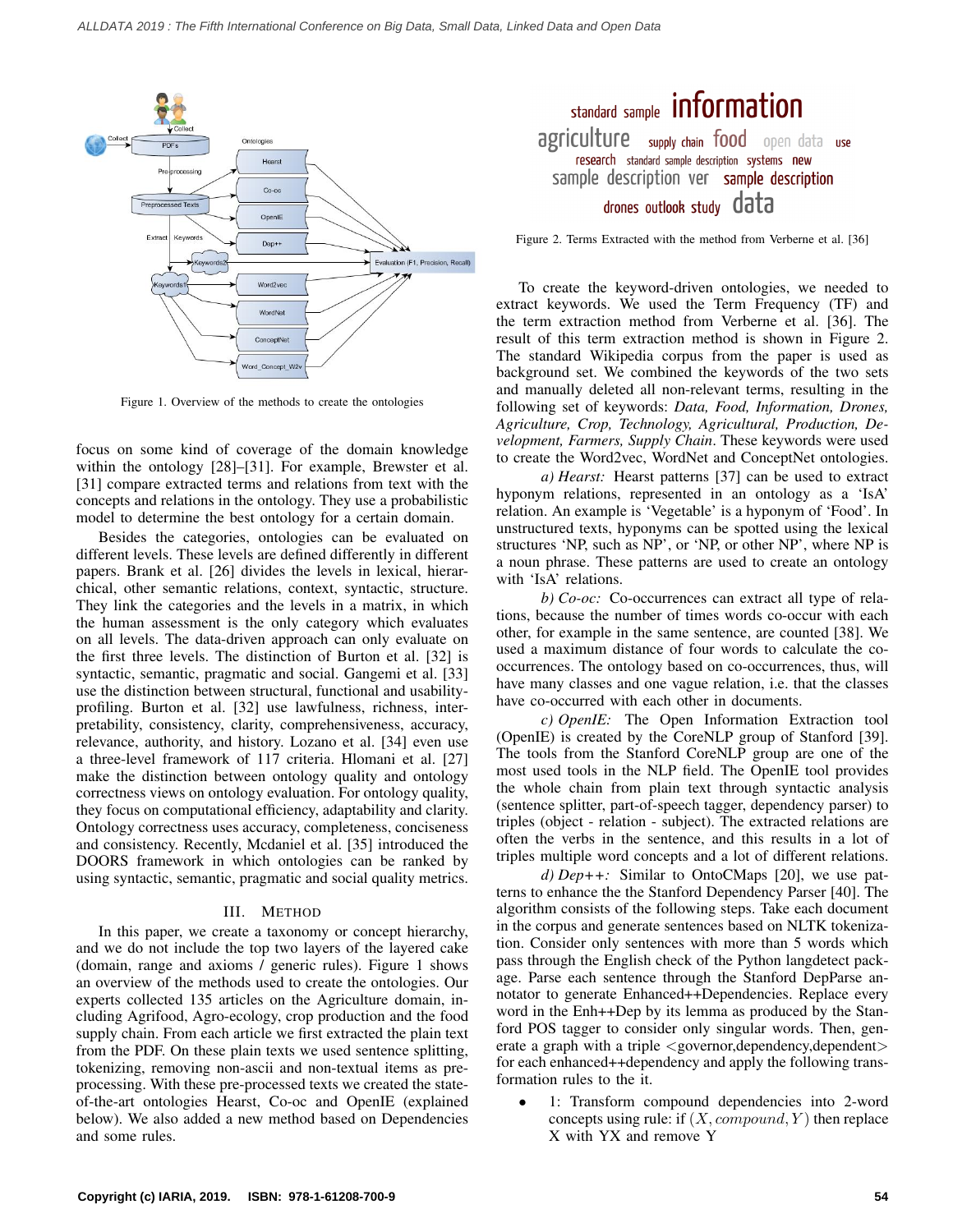Figure 1. Overview of the methods to create the ontologies

focus on some kind of coverage of the domain knowledge within the ontology [28]–[31]. For example, Brewster et al. [31] compare extracted terms and relations from text with the concepts and relations in the ontology. They use a probabilistic model to determine the best ontology for a certain domain.

Besides the categories, ontologies can be evaluated on different levels. These levels are defined differently in different papers. Brank et al. [26] divides the levels in lexical, hierarchical, other semantic relations, context, syntactic, structure. They link the categories and the levels in a matrix, in which the human assessment is the only category which evaluates on all levels. The data-driven approach can only evaluate on the first three levels. The distinction of Burton et al. [32] is syntactic, semantic, pragmatic and social. Gangemi et al. [33] use the distinction between structural, functional and usability-profiling. Burton et al. [32] use lawfulness, richness, interpretability, consistency, clarity, comprehensiveness, accuracy, relevance, authority, and history. Lozano et al. [34] even use a three-level framework of 117 criteria. Hlomani et al. [27] make the distinction between ontology quality and ontology correctness views on ontology evaluation. For ontology quality, they focus on computational efficiency, adaptability and clarity. Ontology correctness uses accuracy, completeness, conciseness and consistency. Recently, Mcdaniel et al. [35] introduced the DOORS framework in which ontologies can be ranked by using syntactic, semantic, pragmatic and social quality metrics.

## III. Method

In this paper, we create a taxonomy or concept hierarchy, and we do not include the top two layers of the layered cake (domain, range and axioms / generic rules). Figure 1 shows an overview of the methods used to create the ontologies. Our experts collected 135 articles on the Agriculture domain, including Agrifood, Agro-ecology, crop production and the food supply chain. From each article we first extracted the plain text from the PDF. On these plain texts we used sentence splitting, tokenizing, removing non-ascii and non-textual items as pre-processing. With these pre-processed texts we created the state-of-the-art ontologies Hearst, Co-oc and OpenIE (explained below). We also added a new method based on Dependencies and some rules.

Figure 2. Terms Extracted with the method from Verberne et al. [36]

To create the keyword-driven ontologies, we needed to extract keywords. We used the Term Frequency (TF) and the term extraction method from Verberne et al. [36]. The result of this term extraction method is shown in Figure 2. The standard Wikipedia corpus from the paper is used as background set. We combined the keywords of the two sets and manually deleted all non-relevant terms, resulting in the following set of keywords: *Data, Food, Information, Drones, Agriculture, Crop, Technology, Agricultural, Production, Development, Farmers, Supply Chain*. These keywords were used to create the Word2vec, WordNet and ConceptNet ontologies.

*a) Hearst:* Hearst patterns [37] can be used to extract hyponym relations, represented in an ontology as a 'IsA' relation. An example is 'Vegetable' is a hyponym of 'Food'. In unstructured texts, hyponyms can be spotted using the lexical structures 'NP, such as NP', or 'NP, or other NP', where NP is a noun phrase. These patterns are used to create an ontology with 'IsA' relations.

*b) Co-oc:* Co-occurrences can extract all type of relations, because the number of times words co-occur with each other, for example in the same sentence, are counted [38]. We used a maximum distance of four words to calculate the co-occurrences. The ontology based on co-occurrences, thus, will have many classes and one vague relation, i.e. that the classes have co-occurred with each other in documents.

*c) OpenIE:* The Open Information Extraction tool (OpenIE) is created by the CoreNLP group of Stanford [39]. The tools from the Stanford CoreNLP group are one of the most used tools in the NLP field. The OpenIE tool provides the whole chain from plain text through syntactic analysis (sentence splitter, part-of-speech tagger, dependency parser) to triples (object - relation - subject). The extracted relations are often the verbs in the sentence, and this results in a lot of triples multiple word concepts and a lot of different relations.

*d) Dep++:* Similar to OntoCMaps [20], we use patterns to enhance the the Stanford Dependency Parser [40]. The algorithm consists of the following steps. Take each document in the corpus and generate sentences based on NLTK tokenization. Consider only sentences with more than 5 words which pass through the English check of the Python langdetect package. Parse each sentence through the Stanford DepParse annotator to generate Enhanced++Dependencies. Replace every word in the Enh++Dep by its lemma as produced by the Stanford POS tagger to consider only singular words. Then, generate a graph with a triple <governor,dependency,dependent> for each enhanced++dependency and apply the following transformation rules to the it.

- 1: Transform compound dependencies into 2-word concepts using rule: if $(X, compound, Y)$ then replace X with YX and remove Y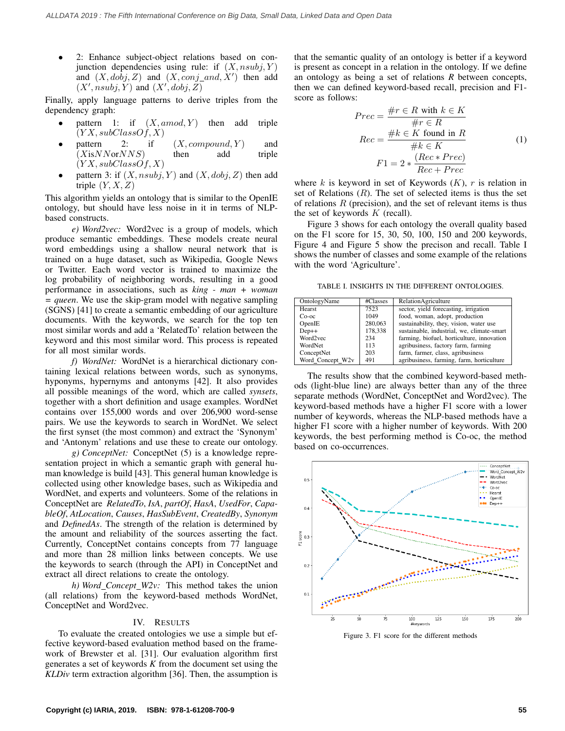- 2: Enhance subject-object relations based on conjunction dependencies using rule: if $(X, nsubj, Y)$ and $(X, dobj, Z)$ and $(X, conj\_and, X')$ then add $(X', nsubj, Y)$ and $(X', dobj, Z)$

Finally, apply language patterns to derive triples from the dependency graph:

- pattern 1: if $(X, amod, Y)$ then add triple $(YX, subClassOf, X)$
- pattern 2: if $(X, compound, Y)$ and $(X \text{is} NN \text{or} NNS)$ then add triple $(YX, subClassOf, X)$
- pattern 3: if $(X, nsubj, Y)$ and $(X, dobj, Z)$ then add triple $(Y, X, Z)$

This algorithm yields an ontology that is similar to the OpenIE ontology, but should have less noise in it in terms of NLP-based constructs.

*e) Word2vec:* Word2vec is a group of models, which produce semantic embeddings. These models create neural word embeddings using a shallow neural network that is trained on a huge dataset, such as Wikipedia, Google News or Twitter. Each word vector is trained to maximize the log probability of neighboring words, resulting in a good performance in associations, such as *king - man + woman = queen*. We use the skip-gram model with negative sampling (SGNS) [41] to create a semantic embedding of our agriculture documents. With the keywords, we search for the top ten most similar words and add a 'RelatedTo' relation between the keyword and this most similar word. This process is repeated for all most similar words.

*f) WordNet:* WordNet is a hierarchical dictionary containing lexical relations between words, such as synonyms, hyponyms, hypernyms and antonyms [42]. It also provides all possible meanings of the word, which are called *synsets*, together with a short definition and usage examples. WordNet contains over 155,000 words and over 206,900 word-sense pairs. We use the keywords to search in WordNet. We select the first synset (the most common) and extract the 'Synonym' and 'Antonym' relations and use these to create our ontology.

*g) ConceptNet:* ConceptNet (5) is a knowledge representation project in which a semantic graph with general human knowledge is build [43]. This general human knowledge is collected using other knowledge bases, such as Wikipedia and WordNet, and experts and volunteers. Some of the relations in ConceptNet are *RelatedTo*, *IsA*, *partOf*, *HasA*, *UsedFor*, *CapableOf*, *AtLocation*, *Causes*, *HasSubEvent*, *CreatedBy*, *Synonym* and *DefinedAs*. The strength of the relation is determined by the amount and reliability of the sources asserting the fact. Currently, ConceptNet contains concepts from 77 language and more than 28 million links between concepts. We use the keywords to search (through the API) in ConceptNet and extract all direct relations to create the ontology.

*h) Word_Concept_W2v:* This method takes the union (all relations) from the keyword-based methods WordNet, ConceptNet and Word2vec.

## IV. Results

To evaluate the created ontologies we use a simple but effective keyword-based evaluation method based on the framework of Brewster et al. [31]. Our evaluation algorithm first generates a set of keywords *K* from the document set using the *KLDiv* term extraction algorithm [36]. Then, the assumption is that the semantic quality of an ontology is better if a keyword is present as concept in a relation in the ontology. If we define an ontology as being a set of relations *R* between concepts, then we can defined keyword-based recall, precision and F1-score as follows:

$$
\begin{aligned}
Prec &= \frac{\#r \in R \text{ with } k \in K}{\#r \in R} \\
Rec &= \frac{\#k \in K \text{ found in } R}{\#k \in K} \\
F1 &= 2 * \frac{(Rec * Prec)}{Rec + Prec}
\end{aligned}
\quad (1)
$$

where $k$ is keyword in set of Keywords $(K)$, $r$ is relation in set of Relations $(R)$. The set of selected items is thus the set of relations $R$ (precision), and the set of relevant items is thus the set of keywords $K$ (recall).

Figure 3 shows for each ontology the overall quality based on the F1 score for 15, 30, 50, 100, 150 and 200 keywords, Figure 4 and Figure 5 show the precison and recall. Table I shows the number of classes and some example of the relations with the word 'Agriculture'.

TABLE I. INSIGHTS IN THE DIFFERENT ONTOLOGIES.

| OntologyName | #Classes | RelationAgriculture |
|---|---|---|
| Hearst | 7523 | sector, yield forecasting, irrigation |
| Co-oc | 1049 | food, woman, adopt, production |
| OpenIE | 280,063 | sustainability, they, vision, water use |
| Dep++ | 178,338 | sustainable, industrial, we, climate-smart |
| Word2vec | 234 | farming, biofuel, horticulture, innovation |
| WordNet | 113 | agribusiness, factory farm, farming |
| ConceptNet | 203 | farm, farmer, class, agribusiness |
| Word_Concept_W2v | 491 | agribusiness, farming, farm, horticulture |

The results show that the combined keyword-based methods (light-blue line) are always better than any of the three separate methods (WordNet, ConceptNet and Word2vec). The keyword-based methods have a higher F1 score with a lower number of keywords, whereas the NLP-based methods have a higher F1 score with a higher number of keywords. With 200 keywords, the best performing method is Co-oc, the method based on co-occurrences.

Figure 3. F1 score for the different methods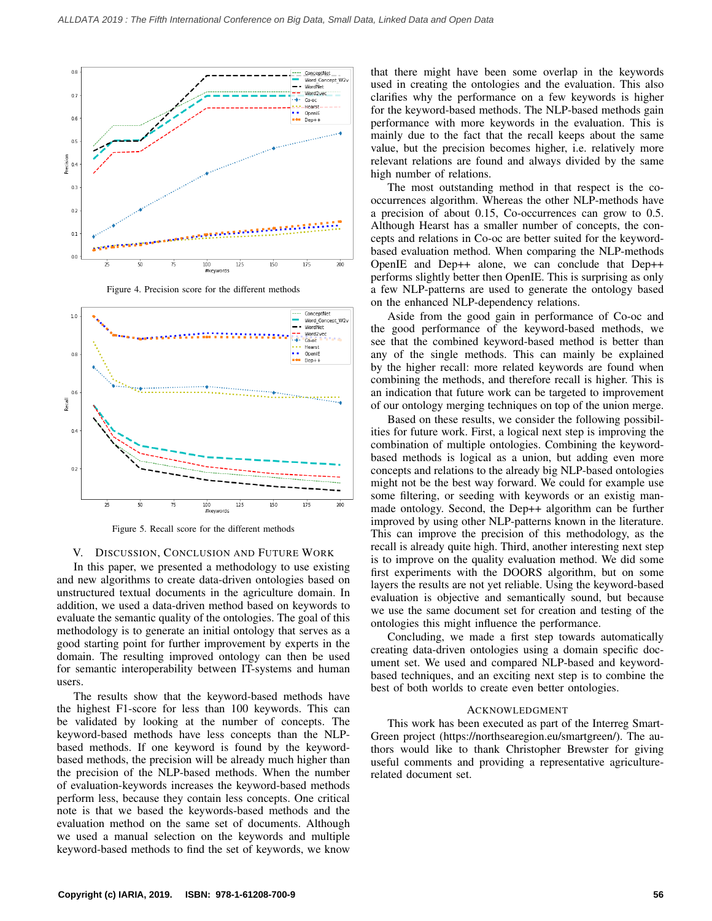Figure 4. Precision score for the different methods

Figure 5. Recall score for the different methods

## V. Discussion, Conclusion and Future Work

In this paper, we presented a methodology to use existing and new algorithms to create data-driven ontologies based on unstructured textual documents in the agriculture domain. In addition, we used a data-driven method based on keywords to evaluate the semantic quality of the ontologies. The goal of this methodology is to generate an initial ontology that serves as a good starting point for further improvement by experts in the domain. The resulting improved ontology can then be used for semantic interoperability between IT-systems and human users.

The results show that the keyword-based methods have the highest F1-score for less than 100 keywords. This can be validated by looking at the number of concepts. The keyword-based methods have less concepts than the NLP-based methods. If one keyword is found by the keyword-based methods, the precision will be already much higher than the precision of the NLP-based methods. When the number of evaluation-keywords increases the keyword-based methods perform less, because they contain less concepts. One critical note is that we based the keywords-based methods and the evaluation method on the same set of documents. Although we used a manual selection on the keywords and multiple keyword-based methods to find the set of keywords, we know that there might have been some overlap in the keywords used in creating the ontologies and the evaluation. This also clarifies why the performance on a few keywords is higher for the keyword-based methods. The NLP-based methods gain performance with more keywords in the evaluation. This is mainly due to the fact that the recall keeps about the same value, but the precision becomes higher, i.e. relatively more relevant relations are found and always divided by the same high number of relations.

The most outstanding method in that respect is the co-occurrences algorithm. Whereas the other NLP-methods have a precision of about 0.15, Co-occurrences can grow to 0.5. Although Hearst has a smaller number of concepts, the concepts and relations in Co-oc are better suited for the keyword-based evaluation method. When comparing the NLP-methods OpenIE and Dep++ alone, we can conclude that Dep++ performs slightly better then OpenIE. This is surprising as only a few NLP-patterns are used to generate the ontology based on the enhanced NLP-dependency relations.

Aside from the good gain in performance of Co-oc and the good performance of the keyword-based methods, we see that the combined keyword-based method is better than any of the single methods. This can mainly be explained by the higher recall: more related keywords are found when combining the methods, and therefore recall is higher. This is an indication that future work can be targeted to improvement of our ontology merging techniques on top of the union merge.

Based on these results, we consider the following possibilities for future work. First, a logical next step is improving the combination of multiple ontologies. Combining the keyword-based methods is logical as a union, but adding even more concepts and relations to the already big NLP-based ontologies might not be the best way forward. We could for example use some filtering, or seeding with keywords or an existig man-made ontology. Second, the Dep++ algorithm can be further improved by using other NLP-patterns known in the literature. This can improve the precision of this methodology, as the recall is already quite high. Third, another interesting next step is to improve on the quality evaluation method. We did some first experiments with the DOORS algorithm, but on some layers the results are not yet reliable. Using the keyword-based evaluation is objective and semantically sound, but because we use the same document set for creation and testing of the ontologies this might influence the performance.

Concluding, we made a first step towards automatically creating data-driven ontologies using a domain specific document set. We used and compared NLP-based and keyword-based techniques, and an exciting next step is to combine the best of both worlds to create even better ontologies.

## Acknowledgment

This work has been executed as part of the Interreg SmartGreen project (https://northsearegion.eu/smartgreen/). The authors would like to thank Christopher Brewster for giving useful comments and providing a representative agriculture-related document set.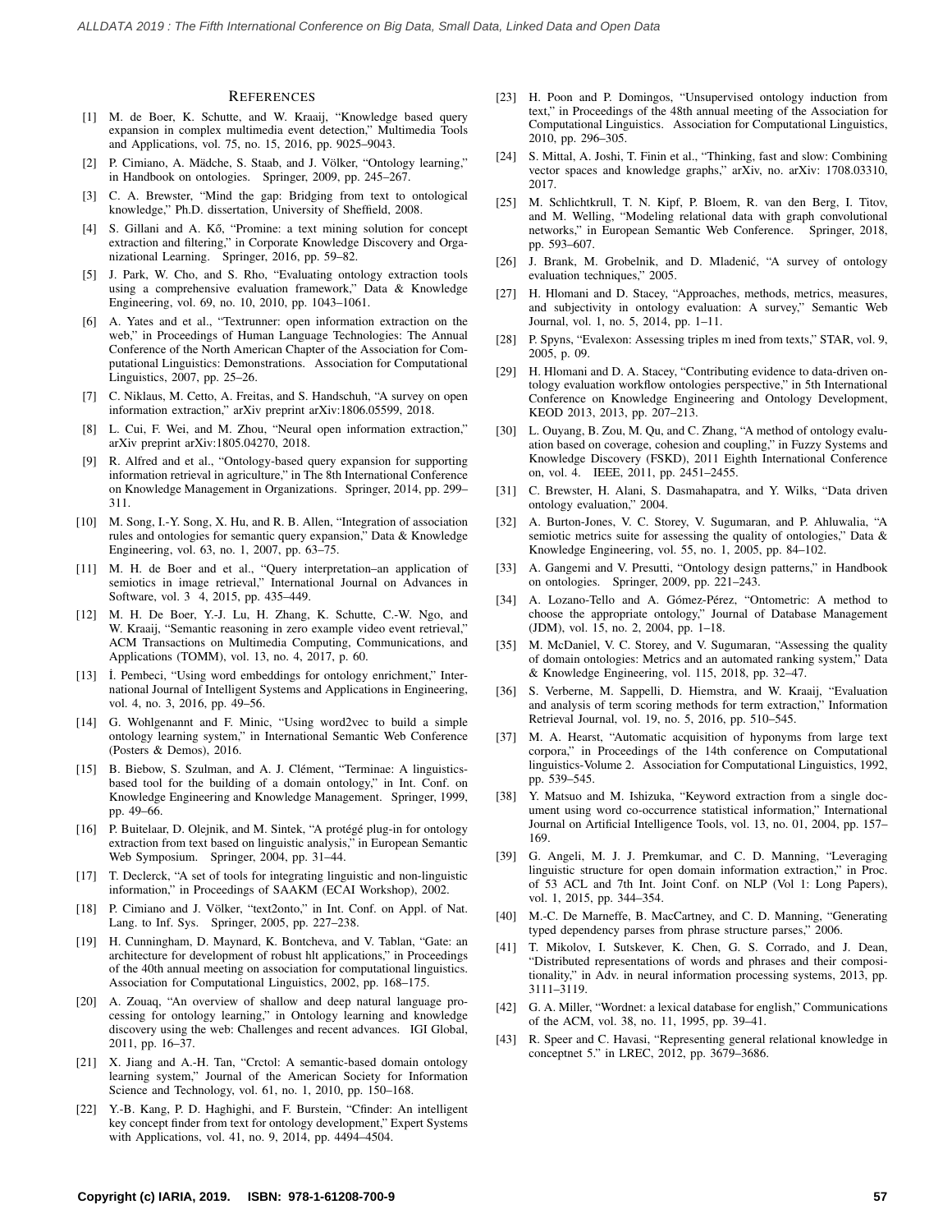## REFERENCES

[1] M. de Boer, K. Schutte, and W. Kraaij, "Knowledge based query expansion in complex multimedia event detection," Multimedia Tools and Applications, vol. 75, no. 15, 2016, pp. 9025–9043.

[2] P. Cimiano, A. Mädche, S. Staab, and J. Völker, "Ontology learning," in Handbook on ontologies. Springer, 2009, pp. 245–267.

[3] C. A. Brewster, "Mind the gap: Bridging from text to ontological knowledge," Ph.D. dissertation, University of Sheffield, 2008.

[4] S. Gillani and A. Kő, "Promine: a text mining solution for concept extraction and filtering," in Corporate Knowledge Discovery and Organizational Learning. Springer, 2016, pp. 59–82.

[5] J. Park, W. Cho, and S. Rho, "Evaluating ontology extraction tools using a comprehensive evaluation framework," Data & Knowledge Engineering, vol. 69, no. 10, 2010, pp. 1043–1061.

[6] A. Yates and et al., "Textrunner: open information extraction on the web," in Proceedings of Human Language Technologies: The Annual Conference of the North American Chapter of the Association for Computational Linguistics: Demonstrations. Association for Computational Linguistics, 2007, pp. 25–26.

[7] C. Niklaus, M. Cetto, A. Freitas, and S. Handschuh, "A survey on open information extraction," arXiv preprint arXiv:1806.05599, 2018.

[8] L. Cui, F. Wei, and M. Zhou, "Neural open information extraction," arXiv preprint arXiv:1805.04270, 2018.

[9] R. Alfred and et al., "Ontology-based query expansion for supporting information retrieval in agriculture," in The 8th International Conference on Knowledge Management in Organizations. Springer, 2014, pp. 299–311.

[10] M. Song, I.-Y. Song, X. Hu, and R. B. Allen, "Integration of association rules and ontologies for semantic query expansion," Data & Knowledge Engineering, vol. 63, no. 1, 2007, pp. 63–75.

[11] M. H. de Boer and et al., "Query interpretation–an application of semiotics in image retrieval," International Journal on Advances in Software, vol. 3 4, 2015, pp. 435–449.

[12] M. H. De Boer, Y.-J. Lu, H. Zhang, K. Schutte, C.-W. Ngo, and W. Kraaij, "Semantic reasoning in zero example video event retrieval," ACM Transactions on Multimedia Computing, Communications, and Applications (TOMM), vol. 13, no. 4, 2017, p. 60.

[13] İ. Pembeci, "Using word embeddings for ontology enrichment," International Journal of Intelligent Systems and Applications in Engineering, vol. 4, no. 3, 2016, pp. 49–56.

[14] G. Wohlgenannt and F. Minic, "Using word2vec to build a simple ontology learning system," in International Semantic Web Conference (Posters & Demos), 2016.

[15] B. Biebow, S. Szulman, and A. J. Clément, "Terminae: A linguistics-based tool for the building of a domain ontology," in Int. Conf. on Knowledge Engineering and Knowledge Management. Springer, 1999, pp. 49–66.

[16] P. Buitelaar, D. Olejnik, and M. Sintek, "A protégé plug-in for ontology extraction from text based on linguistic analysis," in European Semantic Web Symposium. Springer, 2004, pp. 31–44.

[17] T. Declerck, "A set of tools for integrating linguistic and non-linguistic information," in Proceedings of SAAKM (ECAI Workshop), 2002.

[18] P. Cimiano and J. Völker, "text2onto," in Int. Conf. on Appl. of Nat. Lang. to Inf. Sys. Springer, 2005, pp. 227–238.

[19] H. Cunningham, D. Maynard, K. Bontcheva, and V. Tablan, "Gate: an architecture for development of robust hlt applications," in Proceedings of the 40th annual meeting on association for computational linguistics. Association for Computational Linguistics, 2002, pp. 168–175.

[20] A. Zouaq, "An overview of shallow and deep natural language processing for ontology learning," in Ontology learning and knowledge discovery using the web: Challenges and recent advances. IGI Global, 2011, pp. 16–37.

[21] X. Jiang and A.-H. Tan, "Crctol: A semantic-based domain ontology learning system," Journal of the American Society for Information Science and Technology, vol. 61, no. 1, 2010, pp. 150–168.

[22] Y.-B. Kang, P. D. Haghighi, and F. Burstein, "Cfinder: An intelligent key concept finder from text for ontology development," Expert Systems with Applications, vol. 41, no. 9, 2014, pp. 4494–4504.

[23] H. Poon and P. Domingos, "Unsupervised ontology induction from text," in Proceedings of the 48th annual meeting of the Association for Computational Linguistics. Association for Computational Linguistics, 2010, pp. 296–305.

[24] S. Mittal, A. Joshi, T. Finin et al., "Thinking, fast and slow: Combining vector spaces and knowledge graphs," arXiv, no. arXiv: 1708.03310, 2017.

[25] M. Schlichtkrull, T. N. Kipf, P. Bloem, R. van den Berg, I. Titov, and M. Welling, "Modeling relational data with graph convolutional networks," in European Semantic Web Conference. Springer, 2018, pp. 593–607.

[26] J. Brank, M. Grobelnik, and D. Mladenić, "A survey of ontology evaluation techniques," 2005.

[27] H. Hlomani and D. Stacey, "Approaches, methods, metrics, measures, and subjectivity in ontology evaluation: A survey," Semantic Web Journal, vol. 1, no. 5, 2014, pp. 1–11.

[28] P. Spyns, "Evalexon: Assessing triples m ined from texts," STAR, vol. 9, 2005, p. 09.

[29] H. Hlomani and D. A. Stacey, "Contributing evidence to data-driven ontology evaluation workflow ontologies perspective," in 5th International Conference on Knowledge Engineering and Ontology Development, KEOD 2013, 2013, pp. 207–213.

[30] L. Ouyang, B. Zou, M. Qu, and C. Zhang, "A method of ontology evaluation based on coverage, cohesion and coupling," in Fuzzy Systems and Knowledge Discovery (FSKD), 2011 Eighth International Conference on, vol. 4. IEEE, 2011, pp. 2451–2455.

[31] C. Brewster, H. Alani, S. Dasmahapatra, and Y. Wilks, "Data driven ontology evaluation," 2004.

[32] A. Burton-Jones, V. C. Storey, V. Sugumaran, and P. Ahluwalia, "A semiotic metrics suite for assessing the quality of ontologies," Data & Knowledge Engineering, vol. 55, no. 1, 2005, pp. 84–102.

[33] A. Gangemi and V. Presutti, "Ontology design patterns," in Handbook on ontologies. Springer, 2009, pp. 221–243.

[34] A. Lozano-Tello and A. Gómez-Pérez, "Ontometric: A method to choose the appropriate ontology," Journal of Database Management (JDM), vol. 15, no. 2, 2004, pp. 1–18.

[35] M. McDaniel, V. C. Storey, and V. Sugumaran, "Assessing the quality of domain ontologies: Metrics and an automated ranking system," Data & Knowledge Engineering, vol. 115, 2018, pp. 32–47.

[36] S. Verberne, M. Sappelli, D. Hiemstra, and W. Kraaij, "Evaluation and analysis of term scoring methods for term extraction," Information Retrieval Journal, vol. 19, no. 5, 2016, pp. 510–545.

[37] M. A. Hearst, "Automatic acquisition of hyponyms from large text corpora," in Proceedings of the 14th conference on Computational linguistics-Volume 2. Association for Computational Linguistics, 1992, pp. 539–545.

[38] Y. Matsuo and M. Ishizuka, "Keyword extraction from a single document using word co-occurrence statistical information," International Journal on Artificial Intelligence Tools, vol. 13, no. 01, 2004, pp. 157–169.

[39] G. Angeli, M. J. J. Premkumar, and C. D. Manning, "Leveraging linguistic structure for open domain information extraction," in Proc. of 53 ACL and 7th Int. Joint Conf. on NLP (Vol 1: Long Papers), vol. 1, 2015, pp. 344–354.

[40] M.-C. De Marneffe, B. MacCartney, and C. D. Manning, "Generating typed dependency parses from phrase structure parses," 2006.

[41] T. Mikolov, I. Sutskever, K. Chen, G. S. Corrado, and J. Dean, "Distributed representations of words and phrases and their compositionality," in Adv. in neural information processing systems, 2013, pp. 3111–3119.

[42] G. A. Miller, "Wordnet: a lexical database for english," Communications of the ACM, vol. 38, no. 11, 1995, pp. 39–41.

[43] R. Speer and C. Havasi, "Representing general relational knowledge in conceptnet 5." in LREC, 2012, pp. 3679–3686.